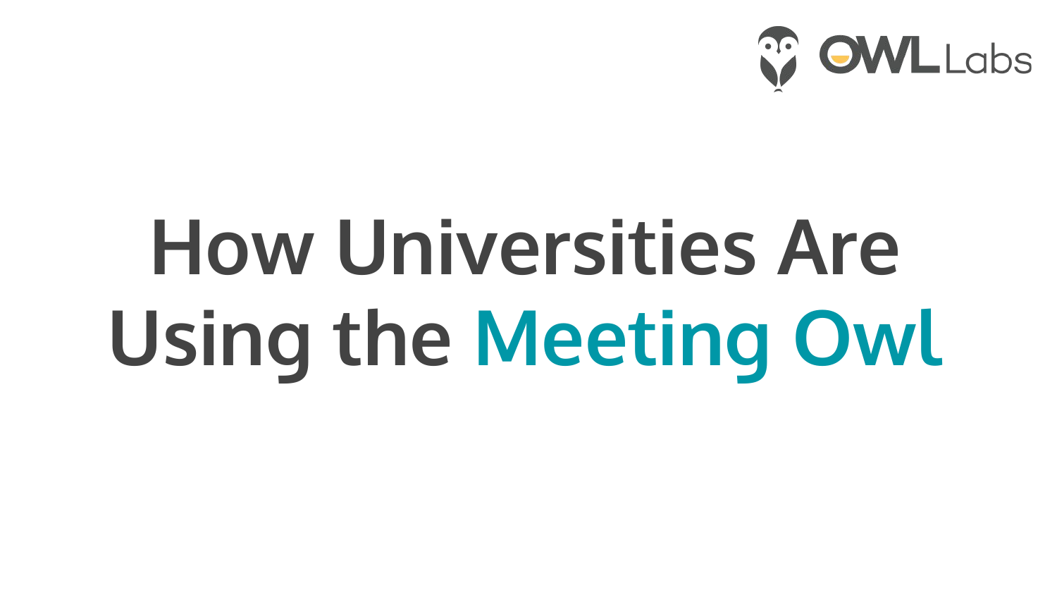OWL Labs

# How Universities Are Using the Meeting Owl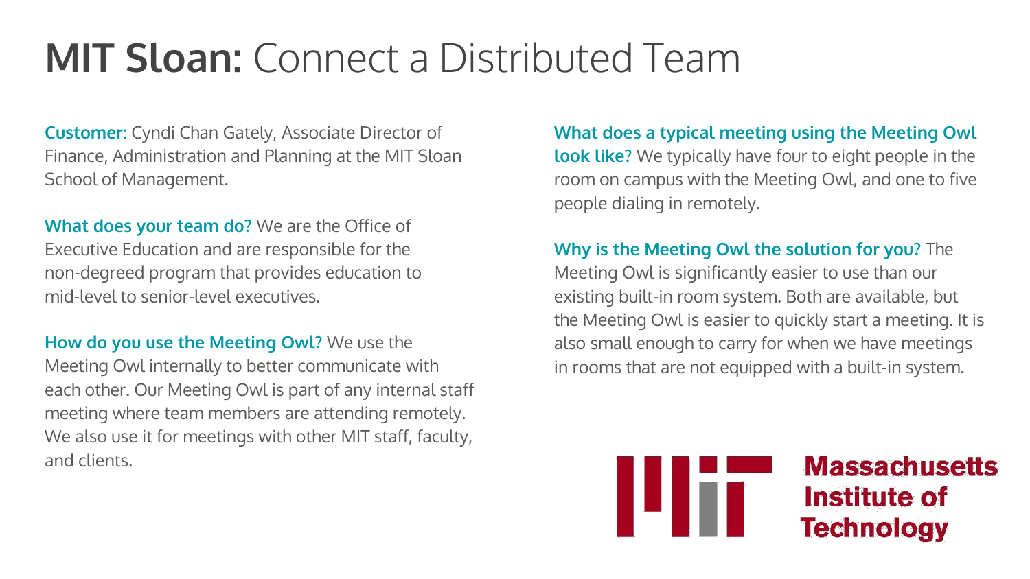# **MIT Sloan:** Connect a Distributed Team

**Customer:** Cyndi Chan Gately, Associate Director of Finance, Administration and Planning at the MIT Sloan School of Management.

**What does your team do?** We are the Office of Executive Education and are responsible for the non-degreed program that provides education to mid-level to senior-level executives.

**How do you use the Meeting Owl?** We use the Meeting Owl internally to better communicate with each other. Our Meeting Owl is part of any internal staff meeting where team members are attending remotely. We also use it for meetings with other MIT staff, faculty, and clients.

**What does a typical meeting using the Meeting Owl look like?** We typically have four to eight people in the room on campus with the Meeting Owl, and one to five people dialing in remotely.

**Why is the Meeting Owl the solution for you?** The Meeting Owl is significantly easier to use than our existing built-in room system. Both are available, but the Meeting Owl is easier to quickly start a meeting. It is also small enough to carry for when we have meetings in rooms that are not equipped with a built-in system.

Massachusetts Institute of Technology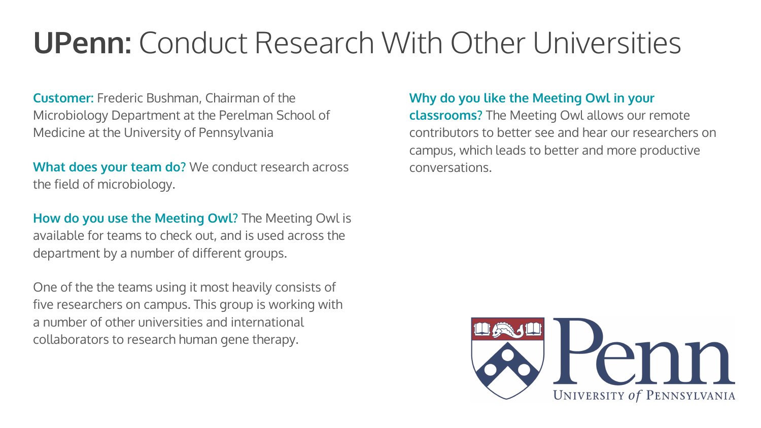# **UPenn:** Conduct Research With Other Universities

**Customer:** Frederic Bushman, Chairman of the Microbiology Department at the Perelman School of Medicine at the University of Pennsylvania

**What does your team do?** We conduct research across the field of microbiology.

**How do you use the Meeting Owl?** The Meeting Owl is available for teams to check out, and is used across the department by a number of different groups.

One of the the teams using it most heavily consists of five researchers on campus. This group is working with a number of other universities and international collaborators to research human gene therapy.

**Why do you like the Meeting Owl in your classrooms?** The Meeting Owl allows our remote contributors to better see and hear our researchers on campus, which leads to better and more productive conversations.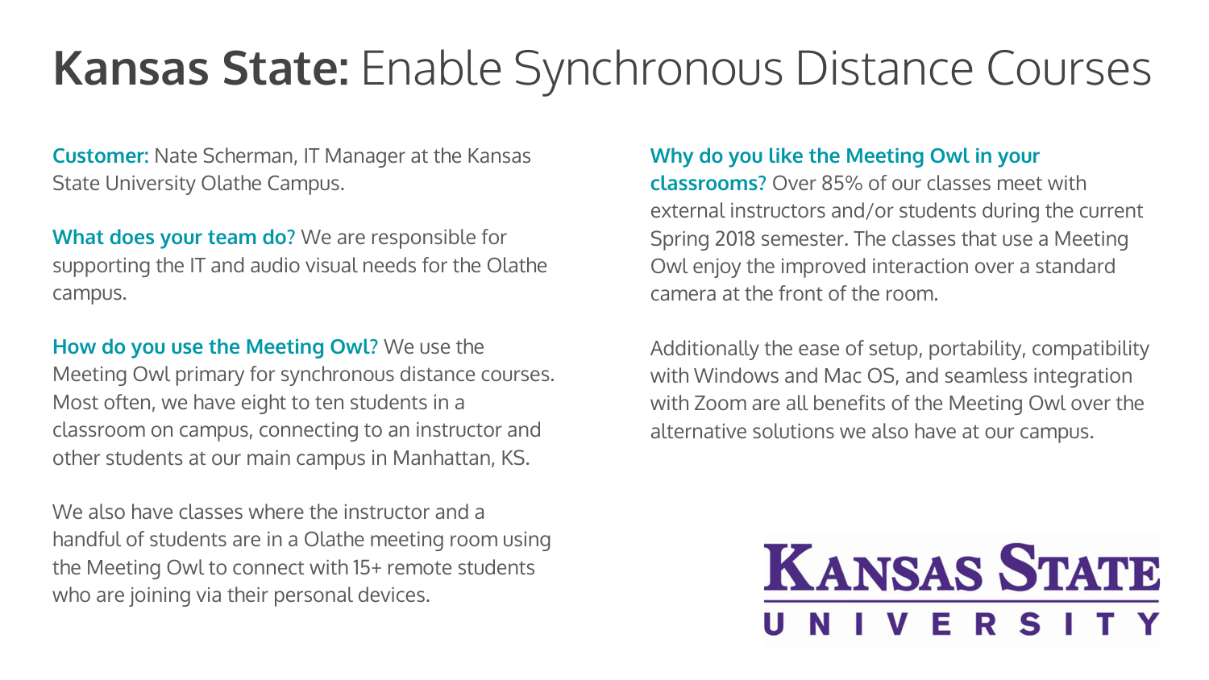# **Kansas State:** Enable Synchronous Distance Courses

**Customer:** Nate Scherman, IT Manager at the Kansas State University Olathe Campus.

**What does your team do?** We are responsible for supporting the IT and audio visual needs for the Olathe campus.

**How do you use the Meeting Owl?** We use the Meeting Owl primary for synchronous distance courses. Most often, we have eight to ten students in a classroom on campus, connecting to an instructor and other students at our main campus in Manhattan, KS.

We also have classes where the instructor and a handful of students are in a Olathe meeting room using the Meeting Owl to connect with 15+ remote students who are joining via their personal devices.

**Why do you like the Meeting Owl in your classrooms?** Over 85% of our classes meet with external instructors and/or students during the current Spring 2018 semester. The classes that use a Meeting Owl enjoy the improved interaction over a standard camera at the front of the room.

Additionally the ease of setup, portability, compatibility with Windows and Mac OS, and seamless integration with Zoom are all benefits of the Meeting Owl over the alternative solutions we also have at our campus.

KANSAS STATE UNIVERSITY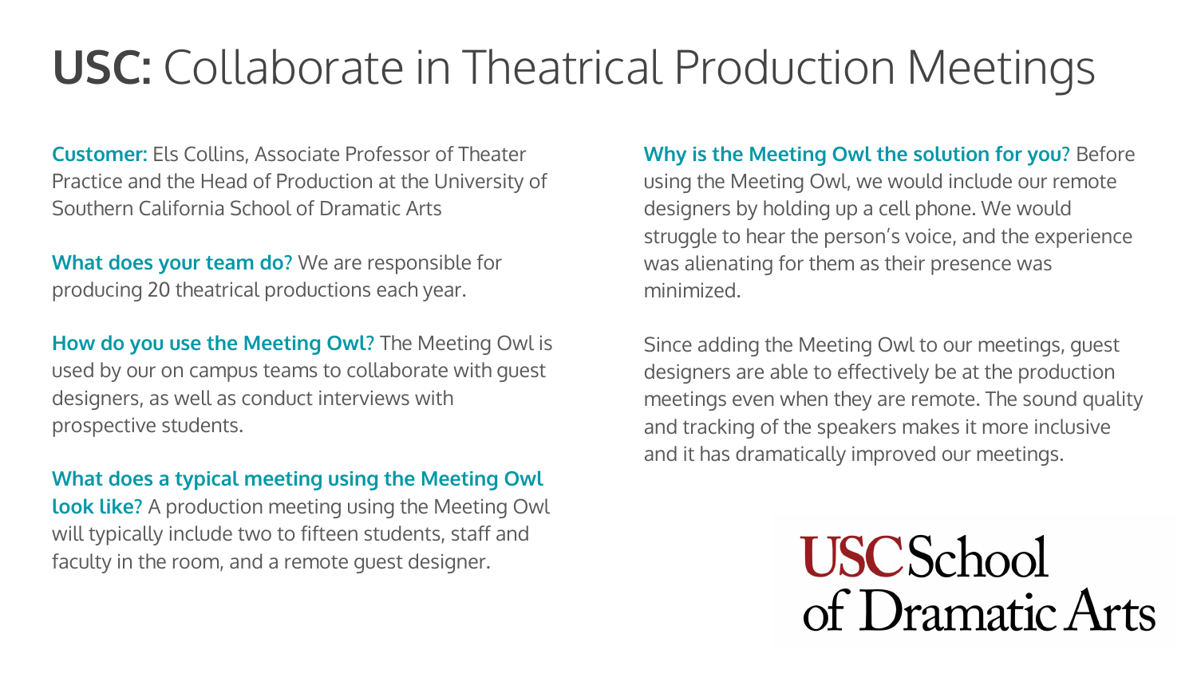# **USC:** Collaborate in Theatrical Production Meetings

**Customer:** Els Collins, Associate Professor of Theater Practice and the Head of Production at the University of Southern California School of Dramatic Arts

**What does your team do?** We are responsible for producing 20 theatrical productions each year.

**How do you use the Meeting Owl?** The Meeting Owl is used by our on campus teams to collaborate with guest designers, as well as conduct interviews with prospective students.

**What does a typical meeting using the Meeting Owl look like?** A production meeting using the Meeting Owl will typically include two to fifteen students, staff and faculty in the room, and a remote guest designer.

**Why is the Meeting Owl the solution for you?** Before using the Meeting Owl, we would include our remote designers by holding up a cell phone. We would struggle to hear the person's voice, and the experience was alienating for them as their presence was minimized.

Since adding the Meeting Owl to our meetings, guest designers are able to effectively be at the production meetings even when they are remote. The sound quality and tracking of the speakers makes it more inclusive and it has dramatically improved our meetings.

USC School of Dramatic Arts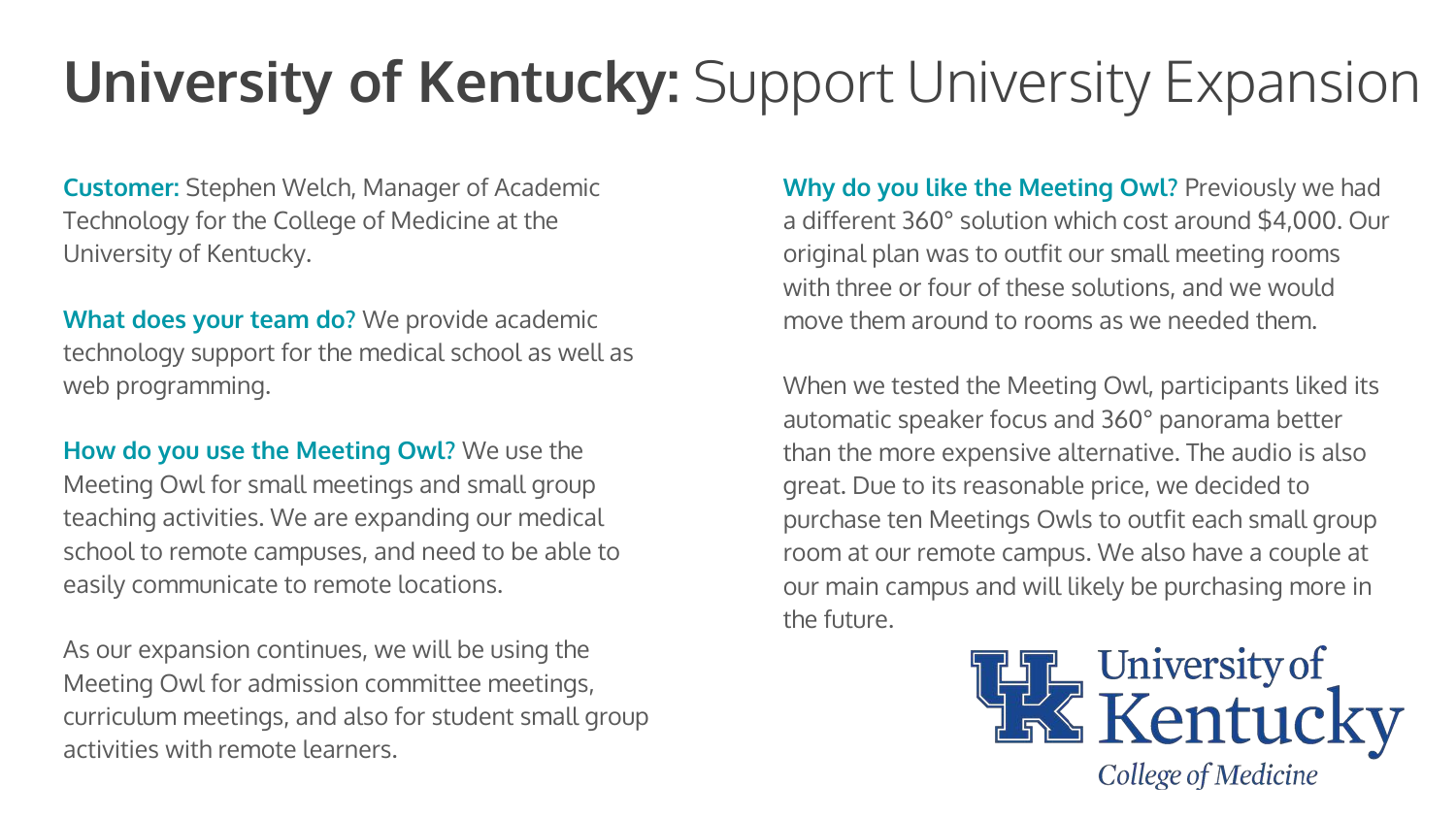# **University of Kentucky:** Support University Expansion

**Customer:** Stephen Welch, Manager of Academic Technology for the College of Medicine at the University of Kentucky.

**What does your team do?** We provide academic technology support for the medical school as well as web programming.

**How do you use the Meeting Owl?** We use the Meeting Owl for small meetings and small group teaching activities. We are expanding our medical school to remote campuses, and need to be able to easily communicate to remote locations.

As our expansion continues, we will be using the Meeting Owl for admission committee meetings, curriculum meetings, and also for student small group activities with remote learners.

**Why do you like the Meeting Owl?** Previously we had a different 360° solution which cost around $4,000. Our original plan was to outfit our small meeting rooms with three or four of these solutions, and we would move them around to rooms as we needed them.

When we tested the Meeting Owl, participants liked its automatic speaker focus and 360° panorama better than the more expensive alternative. The audio is also great. Due to its reasonable price, we decided to purchase ten Meetings Owls to outfit each small group room at our remote campus. We also have a couple at our main campus and will likely be purchasing more in the future.

University of Kentucky
College of Medicine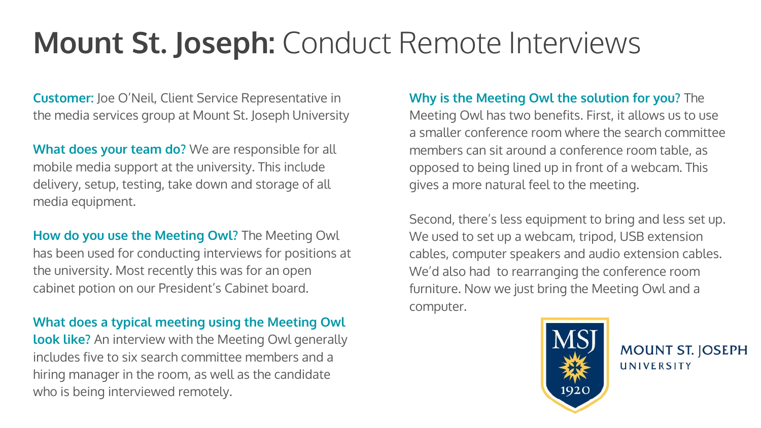# **Mount St. Joseph:** Conduct Remote Interviews

**Customer:** Joe O'Neil, Client Service Representative in the media services group at Mount St. Joseph University

**What does your team do?** We are responsible for all mobile media support at the university. This include delivery, setup, testing, take down and storage of all media equipment.

**How do you use the Meeting Owl?** The Meeting Owl has been used for conducting interviews for positions at the university. Most recently this was for an open cabinet potion on our President's Cabinet board.

**What does a typical meeting using the Meeting Owl look like?** An interview with the Meeting Owl generally includes five to six search committee members and a hiring manager in the room, as well as the candidate who is being interviewed remotely.

**Why is the Meeting Owl the solution for you?** The Meeting Owl has two benefits. First, it allows us to use a smaller conference room where the search committee members can sit around a conference room table, as opposed to being lined up in front of a webcam. This gives a more natural feel to the meeting.

Second, there's less equipment to bring and less set up. We used to set up a webcam, tripod, USB extension cables, computer speakers and audio extension cables. We'd also had to rearranging the conference room furniture. Now we just bring the Meeting Owl and a computer.

MSJ 1920

MOUNT ST. JOSEPH UNIVERSITY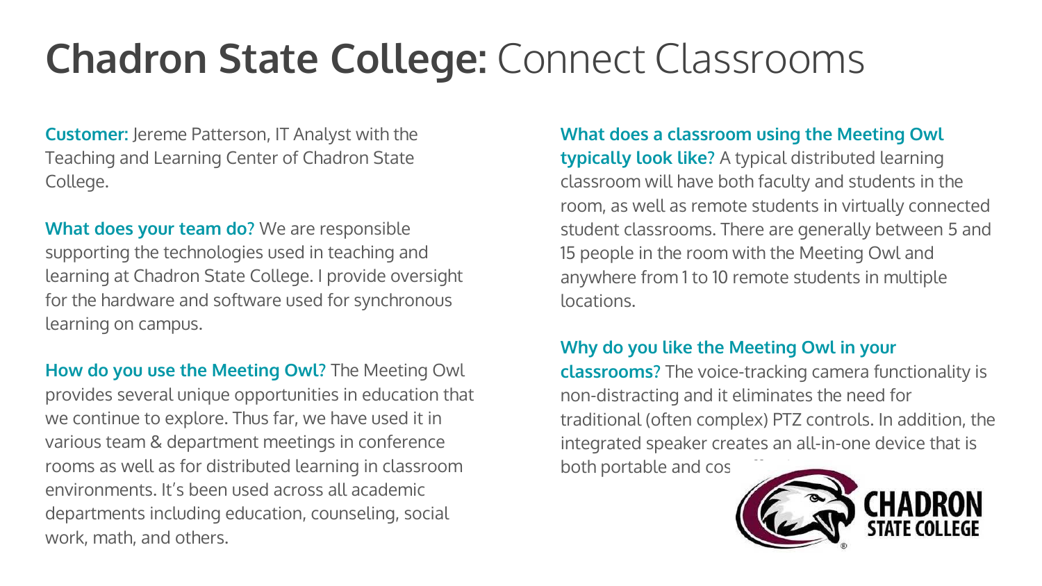# **Chadron State College:** Connect Classrooms

**Customer:** Jereme Patterson, IT Analyst with the Teaching and Learning Center of Chadron State College.

**What does your team do?** We are responsible supporting the technologies used in teaching and learning at Chadron State College. I provide oversight for the hardware and software used for synchronous learning on campus.

**How do you use the Meeting Owl?** The Meeting Owl provides several unique opportunities in education that we continue to explore. Thus far, we have used it in various team & department meetings in conference rooms as well as for distributed learning in classroom environments. It's been used across all academic departments including education, counseling, social work, math, and others.

**What does a classroom using the Meeting Owl typically look like?** A typical distributed learning classroom will have both faculty and students in the room, as well as remote students in virtually connected student classrooms. There are generally between 5 and 15 people in the room with the Meeting Owl and anywhere from 1 to 10 remote students in multiple locations.

**Why do you like the Meeting Owl in your classrooms?** The voice-tracking camera functionality is non-distracting and it eliminates the need for traditional (often complex) PTZ controls. In addition, the integrated speaker creates an all-in-one device that is both portable and cos

CHADRON STATE COLLEGE